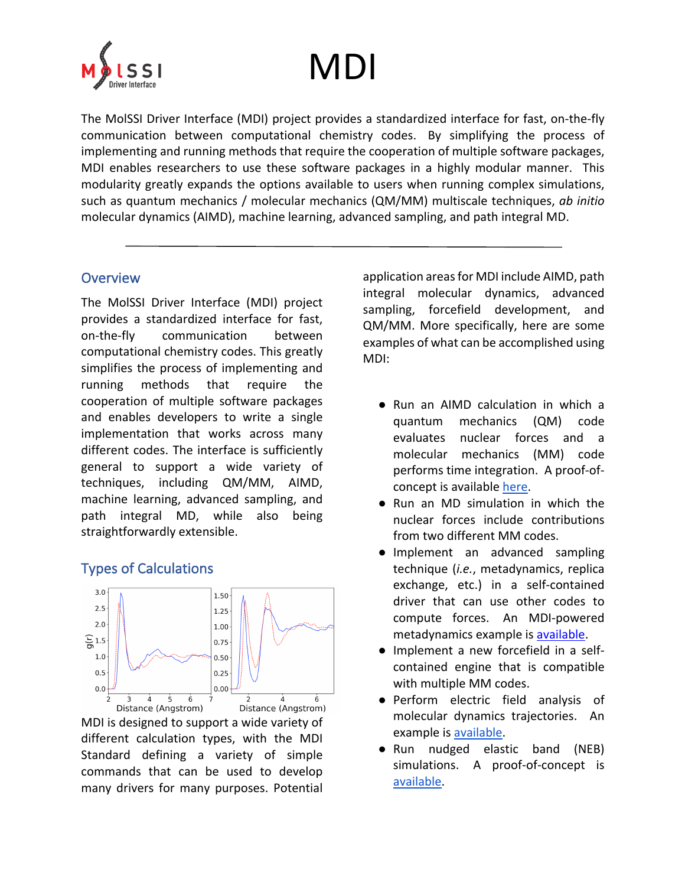# MDI

The MolSSI Driver Interface (MDI) project provides a standardized interface for fast, on-the-fly communication between computational chemistry codes. By simplifying the process of implementing and running methods that require the cooperation of multiple software packages, MDI enables researchers to use these software packages in a highly modular manner. This modularity greatly expands the options available to users when running complex simulations, such as quantum mechanics / molecular mechanics (QM/MM) multiscale techniques, *ab initio* molecular dynamics (AIMD), machine learning, advanced sampling, and path integral MD.

---

## Overview

The MolSSI Driver Interface (MDI) project provides a standardized interface for fast, on-the-fly communication between computational chemistry codes. This greatly simplifies the process of implementing and running methods that require the cooperation of multiple software packages and enables developers to write a single implementation that works across many different codes. The interface is sufficiently general to support a wide variety of techniques, including QM/MM, AIMD, machine learning, advanced sampling, and path integral MD, while also being straightforwardly extensible.

## Types of Calculations

MDI is designed to support a wide variety of different calculation types, with the MDI Standard defining a variety of simple commands that can be used to develop many drivers for many purposes. Potential application areas for MDI include AIMD, path integral molecular dynamics, advanced sampling, forcefield development, and QM/MM. More specifically, here are some examples of what can be accomplished using MDI:

- Run an AIMD calculation in which a quantum mechanics (QM) code evaluates nuclear forces and a molecular mechanics (MM) code performs time integration. A proof-of-concept is available here.
- Run an MD simulation in which the nuclear forces include contributions from two different MM codes.
- Implement an advanced sampling technique (*i.e.*, metadynamics, replica exchange, etc.) in a self-contained driver that can use other codes to compute forces. An MDI-powered metadynamics example is available.
- Implement a new forcefield in a self-contained engine that is compatible with multiple MM codes.
- Perform electric field analysis of molecular dynamics trajectories. An example is available.
- Run nudged elastic band (NEB) simulations. A proof-of-concept is available.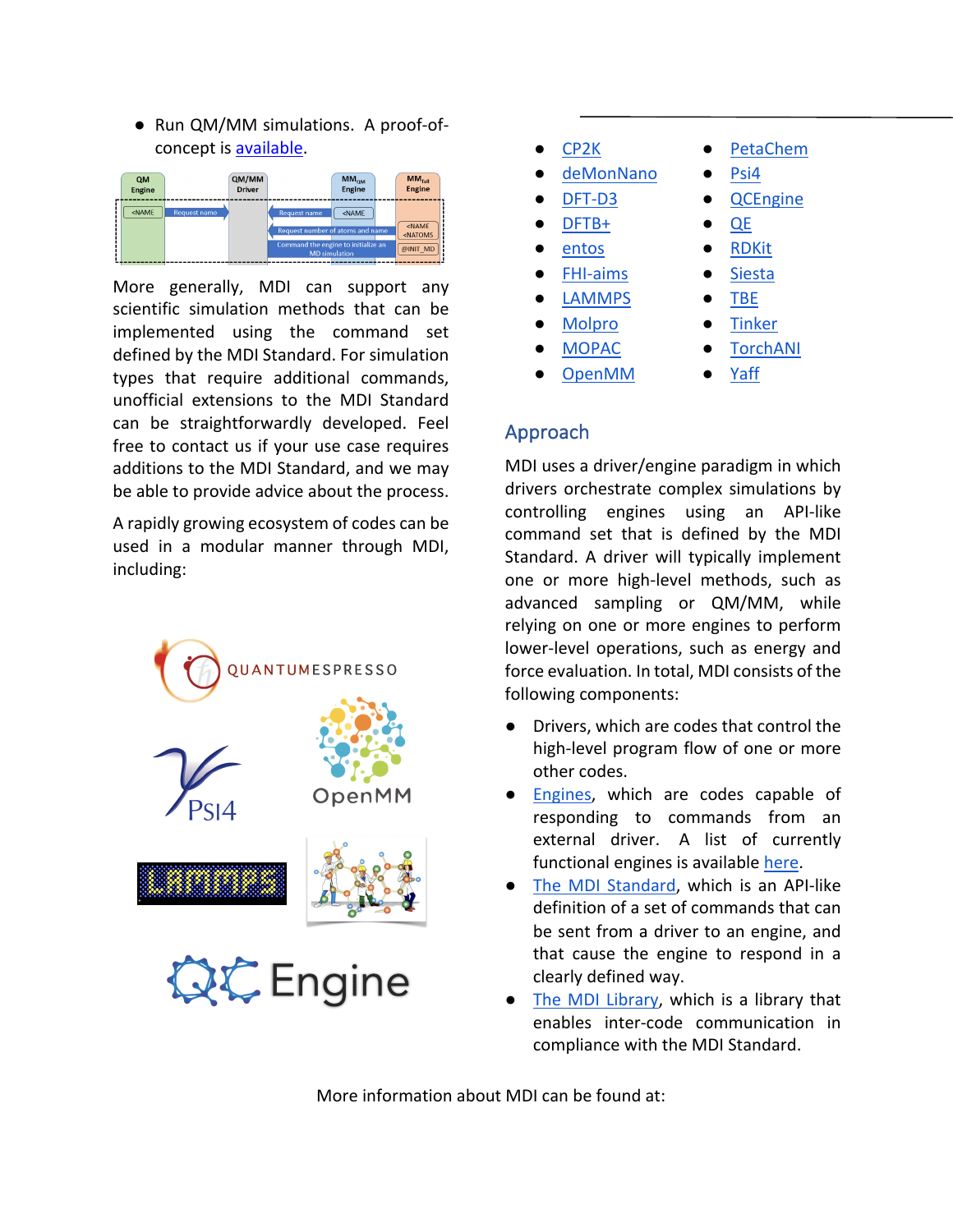- Run QM/MM simulations. A proof-of-concept is available.

More generally, MDI can support any scientific simulation methods that can be implemented using the command set defined by the MDI Standard. For simulation types that require additional commands, unofficial extensions to the MDI Standard can be straightforwardly developed. Feel free to contact us if your use case requires additions to the MDI Standard, and we may be able to provide advice about the process.

A rapidly growing ecosystem of codes can be used in a modular manner through MDI, including:

- CP2K
- deMonNano
- DFT-D3
- DFTB+
- entos
- FHI-aims
- LAMMPS
- Molpro
- MOPAC
- OpenMM
- PetaChem
- Psi4
- QCEngine
- QE
- RDKit
- Siesta
- TBE
- Tinker
- TorchANI
- Yaff

## Approach

MDI uses a driver/engine paradigm in which drivers orchestrate complex simulations by controlling engines using an API-like command set that is defined by the MDI Standard. A driver will typically implement one or more high-level methods, such as advanced sampling or QM/MM, while relying on one or more engines to perform lower-level operations, such as energy and force evaluation. In total, MDI consists of the following components:

- Drivers, which are codes that control the high-level program flow of one or more other codes.
- Engines, which are codes capable of responding to commands from an external driver. A list of currently functional engines is available here.
- The MDI Standard, which is an API-like definition of a set of commands that can be sent from a driver to an engine, and that cause the engine to respond in a clearly defined way.
- The MDI Library, which is a library that enables inter-code communication in compliance with the MDI Standard.

More information about MDI can be found at: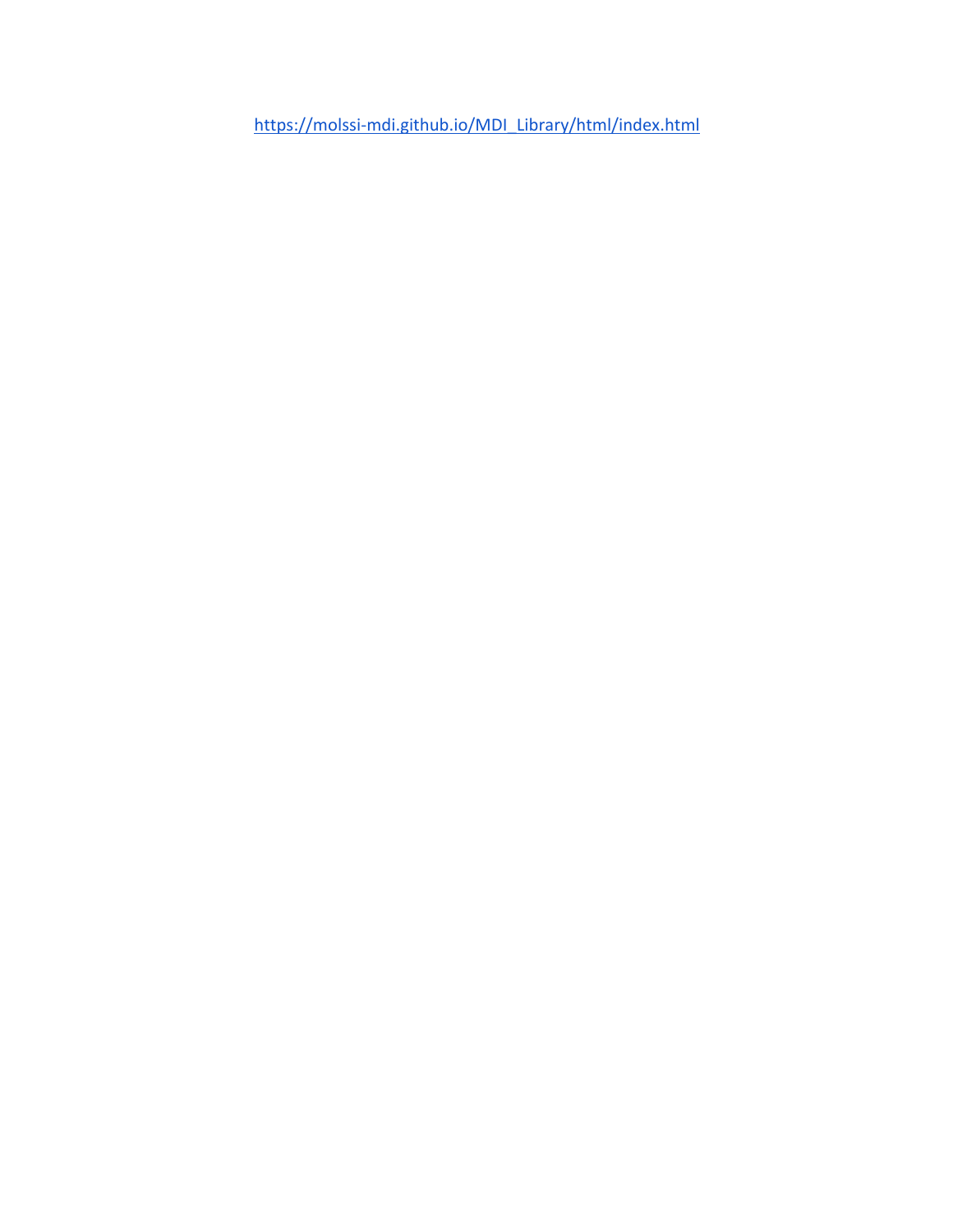https://molssi-mdi.github.io/MDI_Library/html/index.html